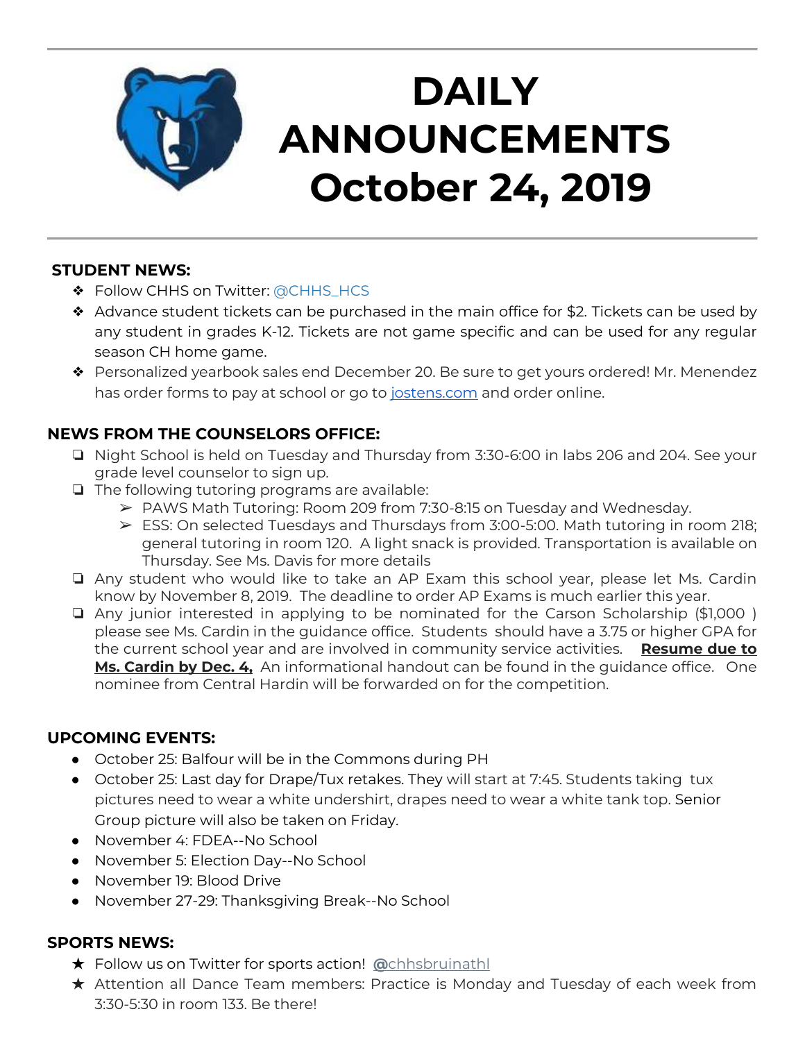# DAILY ANNOUNCEMENTS October 24, 2019

## STUDENT NEWS:

- Follow CHHS on Twitter: @CHHS_HCS
- Advance student tickets can be purchased in the main office for $2. Tickets can be used by any student in grades K-12. Tickets are not game specific and can be used for any regular season CH home game.
- Personalized yearbook sales end December 20. Be sure to get yours ordered! Mr. Menendez has order forms to pay at school or go to jostens.com and order online.

## NEWS FROM THE COUNSELORS OFFICE:

- Night School is held on Tuesday and Thursday from 3:30-6:00 in labs 206 and 204. See your grade level counselor to sign up.
- The following tutoring programs are available:
  - PAWS Math Tutoring: Room 209 from 7:30-8:15 on Tuesday and Wednesday.
  - ESS: On selected Tuesdays and Thursdays from 3:00-5:00. Math tutoring in room 218; general tutoring in room 120. A light snack is provided. Transportation is available on Thursday. See Ms. Davis for more details
- Any student who would like to take an AP Exam this school year, please let Ms. Cardin know by November 8, 2019. The deadline to order AP Exams is much earlier this year.
- Any junior interested in applying to be nominated for the Carson Scholarship ($1,000 ) please see Ms. Cardin in the guidance office. Students should have a 3.75 or higher GPA for the current school year and are involved in community service activities. **Resume due to Ms. Cardin by Dec. 4,** An informational handout can be found in the guidance office. One nominee from Central Hardin will be forwarded on for the competition.

## UPCOMING EVENTS:

- October 25: Balfour will be in the Commons during PH
- October 25: Last day for Drape/Tux retakes. They will start at 7:45. Students taking tux pictures need to wear a white undershirt, drapes need to wear a white tank top. Senior Group picture will also be taken on Friday.
- November 4: FDEA--No School
- November 5: Election Day--No School
- November 19: Blood Drive
- November 27-29: Thanksgiving Break--No School

## SPORTS NEWS:

- Follow us on Twitter for sports action! @chhsbruinathl
- Attention all Dance Team members: Practice is Monday and Tuesday of each week from 3:30-5:30 in room 133. Be there!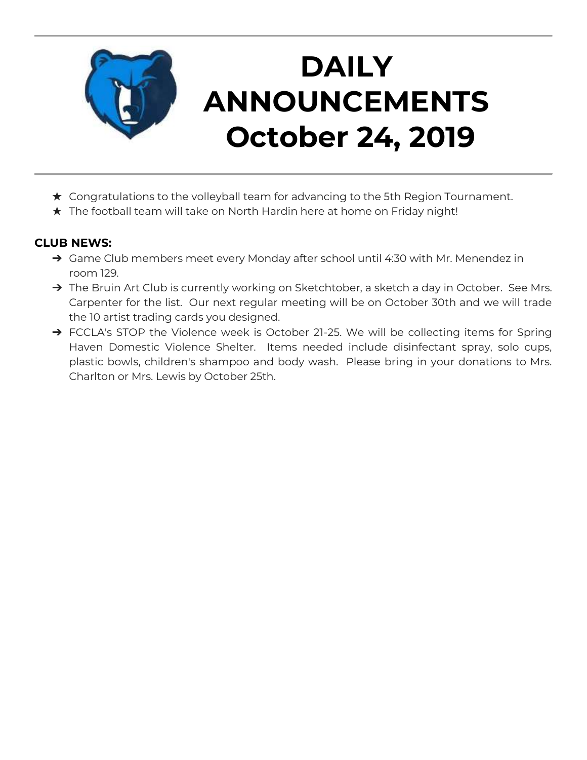# DAILY ANNOUNCEMENTS October 24, 2019

- Congratulations to the volleyball team for advancing to the 5th Region Tournament.
- The football team will take on North Hardin here at home on Friday night!

**CLUB NEWS:**

- Game Club members meet every Monday after school until 4:30 with Mr. Menendez in room 129.
- The Bruin Art Club is currently working on Sketchtober, a sketch a day in October. See Mrs. Carpenter for the list. Our next regular meeting will be on October 30th and we will trade the 10 artist trading cards you designed.
- FCCLA's STOP the Violence week is October 21-25. We will be collecting items for Spring Haven Domestic Violence Shelter. Items needed include disinfectant spray, solo cups, plastic bowls, children's shampoo and body wash. Please bring in your donations to Mrs. Charlton or Mrs. Lewis by October 25th.